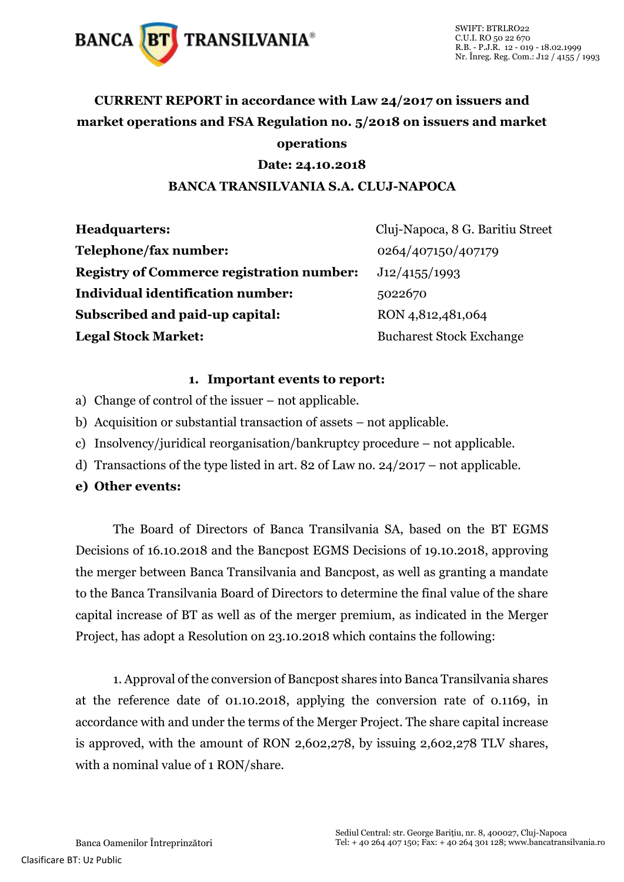**CURRENT REPORT in accordance with Law 24/2017 on issuers and market operations and FSA Regulation no. 5/2018 on issuers and market operations**

**Date: 24.10.2018**

**BANCA TRANSILVANIA S.A. CLUJ-NAPOCA**

| | |
|---|---|
| **Headquarters:** | Cluj-Napoca, 8 G. Baritiu Street |
| **Telephone/fax number:** | 0264/407150/407179 |
| **Registry of Commerce registration number:** | J12/4155/1993 |
| **Individual identification number:** | 5022670 |
| **Subscribed and paid-up capital:** | RON 4,812,481,064 |
| **Legal Stock Market:** | Bucharest Stock Exchange |

**1. Important events to report:**

a) Change of control of the issuer – not applicable.

b) Acquisition or substantial transaction of assets – not applicable.

c) Insolvency/juridical reorganisation/bankruptcy procedure – not applicable.

d) Transactions of the type listed in art. 82 of Law no. 24/2017 – not applicable.

**e) Other events:**

The Board of Directors of Banca Transilvania SA, based on the BT EGMS Decisions of 16.10.2018 and the Bancpost EGMS Decisions of 19.10.2018, approving the merger between Banca Transilvania and Bancpost, as well as granting a mandate to the Banca Transilvania Board of Directors to determine the final value of the share capital increase of BT as well as of the merger premium, as indicated in the Merger Project, has adopt a Resolution on 23.10.2018 which contains the following:

1. Approval of the conversion of Bancpost shares into Banca Transilvania shares at the reference date of 01.10.2018, applying the conversion rate of 0.1169, in accordance with and under the terms of the Merger Project. The share capital increase is approved, with the amount of RON 2,602,278, by issuing 2,602,278 TLV shares, with a nominal value of 1 RON/share.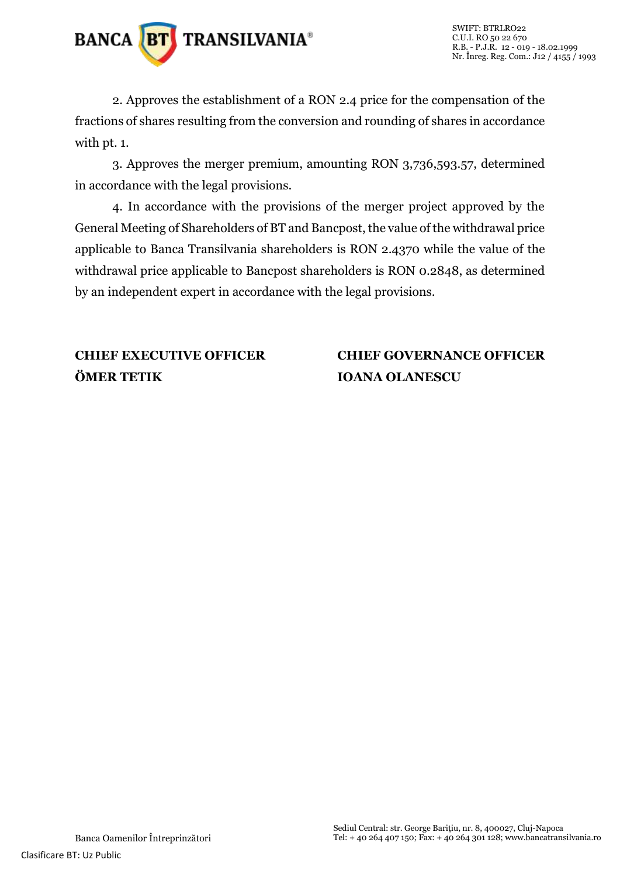2. Approves the establishment of a RON 2.4 price for the compensation of the fractions of shares resulting from the conversion and rounding of shares in accordance with pt. 1.

3. Approves the merger premium, amounting RON 3,736,593.57, determined in accordance with the legal provisions.

4. In accordance with the provisions of the merger project approved by the General Meeting of Shareholders of BT and Bancpost, the value of the withdrawal price applicable to Banca Transilvania shareholders is RON 2.4370 while the value of the withdrawal price applicable to Bancpost shareholders is RON 0.2848, as determined by an independent expert in accordance with the legal provisions.

**CHIEF EXECUTIVE OFFICER**
**ÖMER TETIK**

**CHIEF GOVERNANCE OFFICER**
**IOANA OLANESCU**